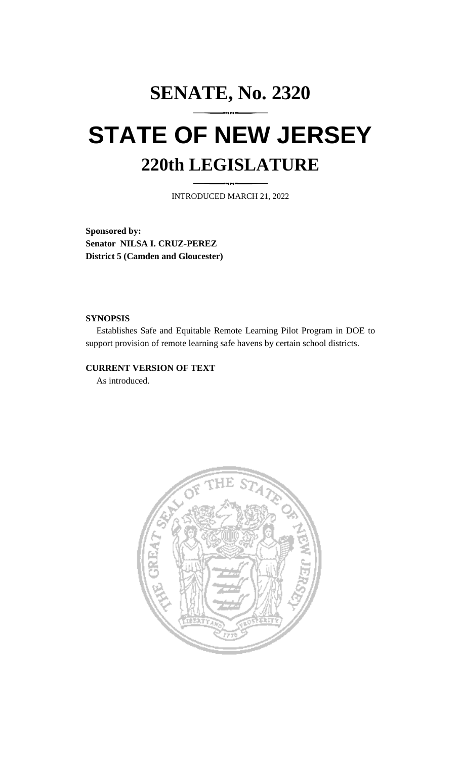# SENATE, No. 2320

# STATE OF NEW JERSEY

## 220th LEGISLATURE

INTRODUCED MARCH 21, 2022

**Sponsored by:**
**Senator NILSA I. CRUZ-PEREZ**
**District 5 (Camden and Gloucester)**

**SYNOPSIS**

Establishes Safe and Equitable Remote Learning Pilot Program in DOE to support provision of remote learning safe havens by certain school districts.

**CURRENT VERSION OF TEXT**

As introduced.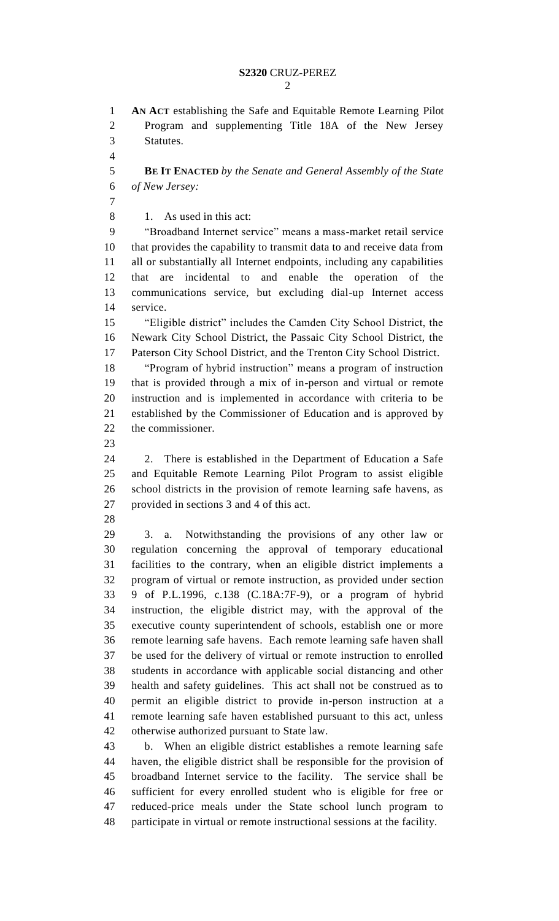**AN ACT** establishing the Safe and Equitable Remote Learning Pilot Program and supplementing Title 18A of the New Jersey Statutes.

**BE IT ENACTED** *by the Senate and General Assembly of the State of New Jersey:*

1. As used in this act:

"Broadband Internet service" means a mass-market retail service that provides the capability to transmit data to and receive data from all or substantially all Internet endpoints, including any capabilities that are incidental to and enable the operation of the communications service, but excluding dial-up Internet access service.

"Eligible district" includes the Camden City School District, the Newark City School District, the Passaic City School District, the Paterson City School District, and the Trenton City School District.

"Program of hybrid instruction" means a program of instruction that is provided through a mix of in-person and virtual or remote instruction and is implemented in accordance with criteria to be established by the Commissioner of Education and is approved by the commissioner.

2. There is established in the Department of Education a Safe and Equitable Remote Learning Pilot Program to assist eligible school districts in the provision of remote learning safe havens, as provided in sections 3 and 4 of this act.

3. a. Notwithstanding the provisions of any other law or regulation concerning the approval of temporary educational facilities to the contrary, when an eligible district implements a program of virtual or remote instruction, as provided under section 9 of P.L.1996, c.138 (C.18A:7F-9), or a program of hybrid instruction, the eligible district may, with the approval of the executive county superintendent of schools, establish one or more remote learning safe havens. Each remote learning safe haven shall be used for the delivery of virtual or remote instruction to enrolled students in accordance with applicable social distancing and other health and safety guidelines. This act shall not be construed as to permit an eligible district to provide in-person instruction at a remote learning safe haven established pursuant to this act, unless otherwise authorized pursuant to State law.

b. When an eligible district establishes a remote learning safe haven, the eligible district shall be responsible for the provision of broadband Internet service to the facility. The service shall be sufficient for every enrolled student who is eligible for free or reduced-price meals under the State school lunch program to participate in virtual or remote instructional sessions at the facility.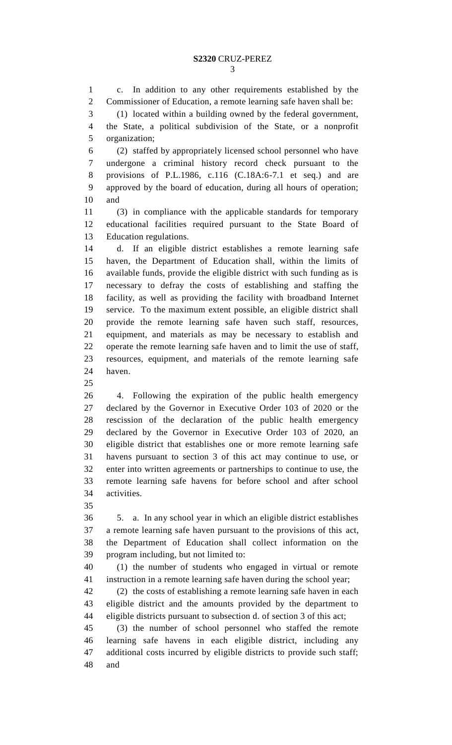c. In addition to any other requirements established by the Commissioner of Education, a remote learning safe haven shall be:

(1) located within a building owned by the federal government, the State, a political subdivision of the State, or a nonprofit organization;

(2) staffed by appropriately licensed school personnel who have undergone a criminal history record check pursuant to the provisions of P.L.1986, c.116 (C.18A:6-7.1 et seq.) and are approved by the board of education, during all hours of operation; and

(3) in compliance with the applicable standards for temporary educational facilities required pursuant to the State Board of Education regulations.

d. If an eligible district establishes a remote learning safe haven, the Department of Education shall, within the limits of available funds, provide the eligible district with such funding as is necessary to defray the costs of establishing and staffing the facility, as well as providing the facility with broadband Internet service. To the maximum extent possible, an eligible district shall provide the remote learning safe haven such staff, resources, equipment, and materials as may be necessary to establish and operate the remote learning safe haven and to limit the use of staff, resources, equipment, and materials of the remote learning safe haven.

4. Following the expiration of the public health emergency declared by the Governor in Executive Order 103 of 2020 or the rescission of the declaration of the public health emergency declared by the Governor in Executive Order 103 of 2020, an eligible district that establishes one or more remote learning safe havens pursuant to section 3 of this act may continue to use, or enter into written agreements or partnerships to continue to use, the remote learning safe havens for before school and after school activities.

5. a. In any school year in which an eligible district establishes a remote learning safe haven pursuant to the provisions of this act, the Department of Education shall collect information on the program including, but not limited to:

(1) the number of students who engaged in virtual or remote instruction in a remote learning safe haven during the school year;

(2) the costs of establishing a remote learning safe haven in each eligible district and the amounts provided by the department to eligible districts pursuant to subsection d. of section 3 of this act;

(3) the number of school personnel who staffed the remote learning safe havens in each eligible district, including any additional costs incurred by eligible districts to provide such staff; and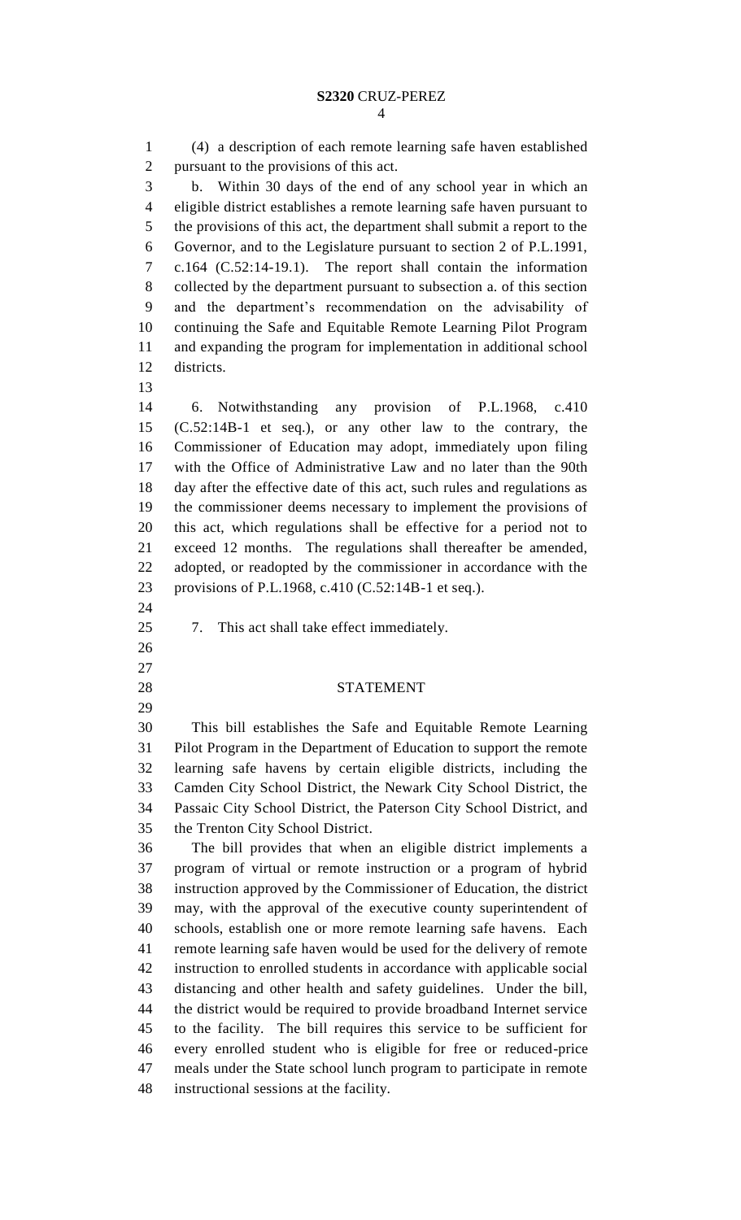(4) a description of each remote learning safe haven established pursuant to the provisions of this act.

b. Within 30 days of the end of any school year in which an eligible district establishes a remote learning safe haven pursuant to the provisions of this act, the department shall submit a report to the Governor, and to the Legislature pursuant to section 2 of P.L.1991, c.164 (C.52:14-19.1). The report shall contain the information collected by the department pursuant to subsection a. of this section and the department's recommendation on the advisability of continuing the Safe and Equitable Remote Learning Pilot Program and expanding the program for implementation in additional school districts.

6. Notwithstanding any provision of P.L.1968, c.410 (C.52:14B-1 et seq.), or any other law to the contrary, the Commissioner of Education may adopt, immediately upon filing with the Office of Administrative Law and no later than the 90th day after the effective date of this act, such rules and regulations as the commissioner deems necessary to implement the provisions of this act, which regulations shall be effective for a period not to exceed 12 months. The regulations shall thereafter be amended, adopted, or readopted by the commissioner in accordance with the provisions of P.L.1968, c.410 (C.52:14B-1 et seq.).

7. This act shall take effect immediately.

## STATEMENT

This bill establishes the Safe and Equitable Remote Learning Pilot Program in the Department of Education to support the remote learning safe havens by certain eligible districts, including the Camden City School District, the Newark City School District, the Passaic City School District, the Paterson City School District, and the Trenton City School District.

The bill provides that when an eligible district implements a program of virtual or remote instruction or a program of hybrid instruction approved by the Commissioner of Education, the district may, with the approval of the executive county superintendent of schools, establish one or more remote learning safe havens. Each remote learning safe haven would be used for the delivery of remote instruction to enrolled students in accordance with applicable social distancing and other health and safety guidelines. Under the bill, the district would be required to provide broadband Internet service to the facility. The bill requires this service to be sufficient for every enrolled student who is eligible for free or reduced-price meals under the State school lunch program to participate in remote instructional sessions at the facility.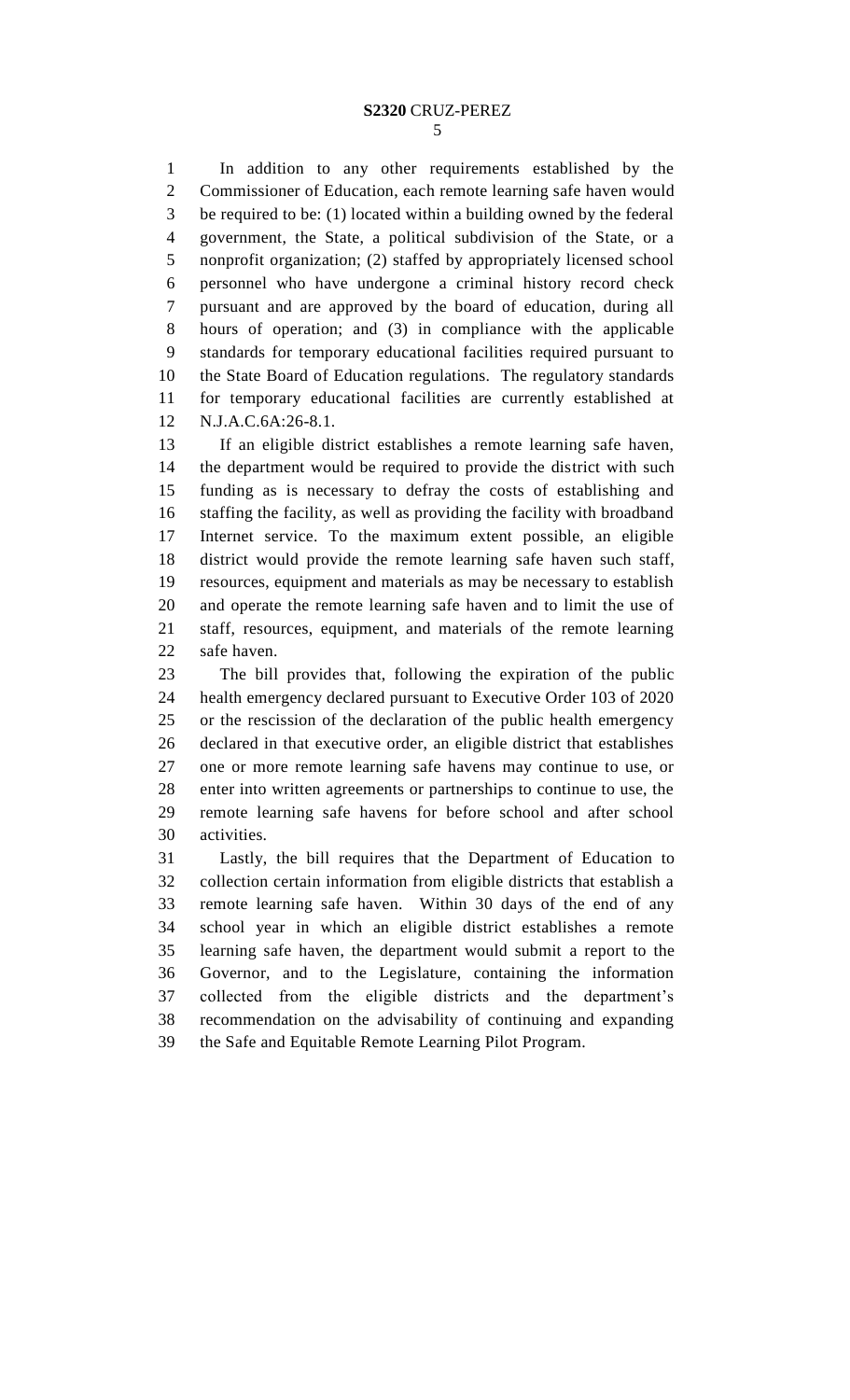In addition to any other requirements established by the Commissioner of Education, each remote learning safe haven would be required to be: (1) located within a building owned by the federal government, the State, a political subdivision of the State, or a nonprofit organization; (2) staffed by appropriately licensed school personnel who have undergone a criminal history record check pursuant and are approved by the board of education, during all hours of operation; and (3) in compliance with the applicable standards for temporary educational facilities required pursuant to the State Board of Education regulations. The regulatory standards for temporary educational facilities are currently established at N.J.A.C.6A:26-8.1.

If an eligible district establishes a remote learning safe haven, the department would be required to provide the district with such funding as is necessary to defray the costs of establishing and staffing the facility, as well as providing the facility with broadband Internet service. To the maximum extent possible, an eligible district would provide the remote learning safe haven such staff, resources, equipment and materials as may be necessary to establish and operate the remote learning safe haven and to limit the use of staff, resources, equipment, and materials of the remote learning safe haven.

The bill provides that, following the expiration of the public health emergency declared pursuant to Executive Order 103 of 2020 or the rescission of the declaration of the public health emergency declared in that executive order, an eligible district that establishes one or more remote learning safe havens may continue to use, or enter into written agreements or partnerships to continue to use, the remote learning safe havens for before school and after school activities.

Lastly, the bill requires that the Department of Education to collection certain information from eligible districts that establish a remote learning safe haven. Within 30 days of the end of any school year in which an eligible district establishes a remote learning safe haven, the department would submit a report to the Governor, and to the Legislature, containing the information collected from the eligible districts and the department's recommendation on the advisability of continuing and expanding the Safe and Equitable Remote Learning Pilot Program.